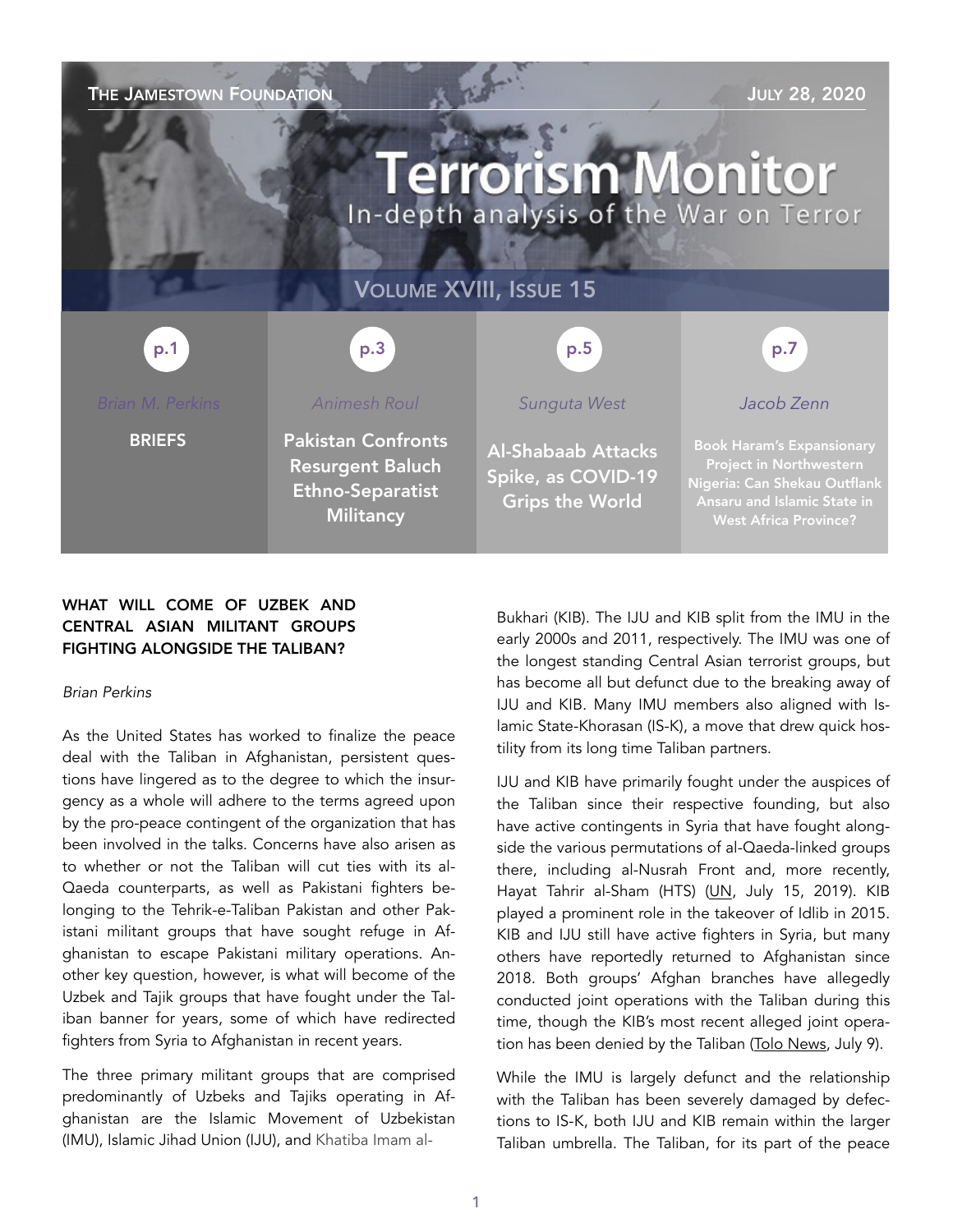The Jamestown Foundation — July 28, 2020

# Terrorism Monitor

In-depth analysis of the War on Terror

Volume XVIII, Issue 15

| p.1 | p.3 | p.5 | p.7 |
| --- | --- | --- | --- |
| *Brian M. Perkins* | *Animesh Roul* | *Sunguta West* | *Jacob Zenn* |
| **BRIEFS** | **Pakistan Confronts Resurgent Baluch Ethno-Separatist Militancy** | **Al-Shabaab Attacks Spike, as COVID-19 Grips the World** | **Book Haram's Expansionary Project in Northwestern Nigeria: Can Shekau Outflank Ansaru and Islamic State in West Africa Province?** |

## WHAT WILL COME OF UZBEK AND CENTRAL ASIAN MILITANT GROUPS FIGHTING ALONGSIDE THE TALIBAN?

*Brian Perkins*

As the United States has worked to finalize the peace deal with the Taliban in Afghanistan, persistent questions have lingered as to the degree to which the insurgency as a whole will adhere to the terms agreed upon by the pro-peace contingent of the organization that has been involved in the talks. Concerns have also arisen as to whether or not the Taliban will cut ties with its al-Qaeda counterparts, as well as Pakistani fighters belonging to the Tehrik-e-Taliban Pakistan and other Pakistani militant groups that have sought refuge in Afghanistan to escape Pakistani military operations. Another key question, however, is what will become of the Uzbek and Tajik groups that have fought under the Taliban banner for years, some of which have redirected fighters from Syria to Afghanistan in recent years.

The three primary militant groups that are comprised predominantly of Uzbeks and Tajiks operating in Afghanistan are the Islamic Movement of Uzbekistan (IMU), Islamic Jihad Union (IJU), and Khatiba Imam al-Bukhari (KIB). The IJU and KIB split from the IMU in the early 2000s and 2011, respectively. The IMU was one of the longest standing Central Asian terrorist groups, but has become all but defunct due to the breaking away of IJU and KIB. Many IMU members also aligned with Islamic State-Khorasan (IS-K), a move that drew quick hostility from its long time Taliban partners.

IJU and KIB have primarily fought under the auspices of the Taliban since their respective founding, but also have active contingents in Syria that have fought alongside the various permutations of al-Qaeda-linked groups there, including al-Nusrah Front and, more recently, Hayat Tahrir al-Sham (HTS) (UN, July 15, 2019). KIB played a prominent role in the takeover of Idlib in 2015. KIB and IJU still have active fighters in Syria, but many others have reportedly returned to Afghanistan since 2018. Both groups' Afghan branches have allegedly conducted joint operations with the Taliban during this time, though the KIB's most recent alleged joint operation has been denied by the Taliban (Tolo News, July 9).

While the IMU is largely defunct and the relationship with the Taliban has been severely damaged by defections to IS-K, both IJU and KIB remain within the larger Taliban umbrella. The Taliban, for its part of the peace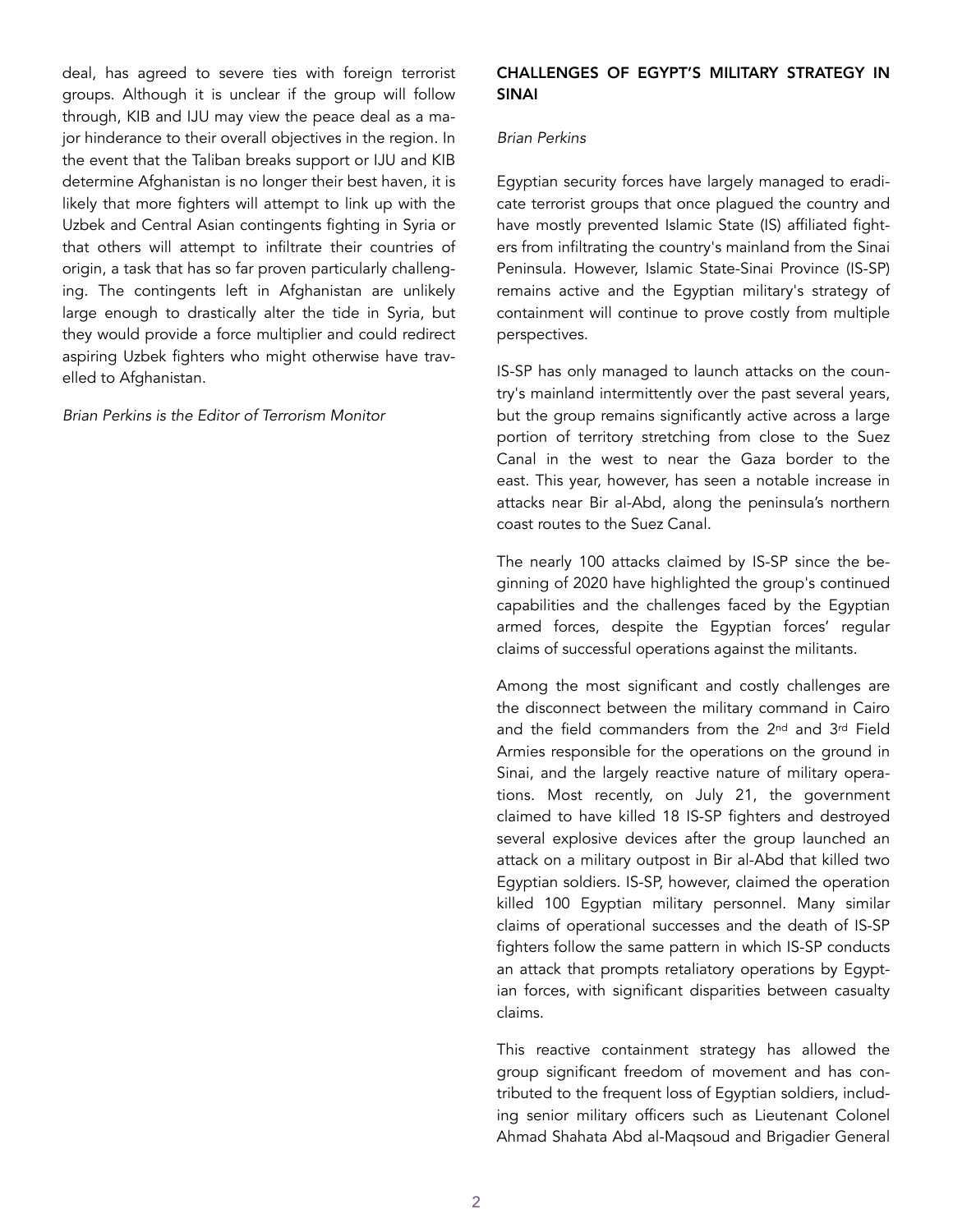deal, has agreed to severe ties with foreign terrorist groups. Although it is unclear if the group will follow through, KIB and IJU may view the peace deal as a major hinderance to their overall objectives in the region. In the event that the Taliban breaks support or IJU and KIB determine Afghanistan is no longer their best haven, it is likely that more fighters will attempt to link up with the Uzbek and Central Asian contingents fighting in Syria or that others will attempt to infiltrate their countries of origin, a task that has so far proven particularly challenging. The contingents left in Afghanistan are unlikely large enough to drastically alter the tide in Syria, but they would provide a force multiplier and could redirect aspiring Uzbek fighters who might otherwise have travelled to Afghanistan.

*Brian Perkins is the Editor of Terrorism Monitor*

## CHALLENGES OF EGYPT'S MILITARY STRATEGY IN SINAI

*Brian Perkins*

Egyptian security forces have largely managed to eradicate terrorist groups that once plagued the country and have mostly prevented Islamic State (IS) affiliated fighters from infiltrating the country's mainland from the Sinai Peninsula. However, Islamic State-Sinai Province (IS-SP) remains active and the Egyptian military's strategy of containment will continue to prove costly from multiple perspectives.

IS-SP has only managed to launch attacks on the country's mainland intermittently over the past several years, but the group remains significantly active across a large portion of territory stretching from close to the Suez Canal in the west to near the Gaza border to the east. This year, however, has seen a notable increase in attacks near Bir al-Abd, along the peninsula's northern coast routes to the Suez Canal.

The nearly 100 attacks claimed by IS-SP since the beginning of 2020 have highlighted the group's continued capabilities and the challenges faced by the Egyptian armed forces, despite the Egyptian forces' regular claims of successful operations against the militants.

Among the most significant and costly challenges are the disconnect between the military command in Cairo and the field commanders from the 2nd and 3rd Field Armies responsible for the operations on the ground in Sinai, and the largely reactive nature of military operations. Most recently, on July 21, the government claimed to have killed 18 IS-SP fighters and destroyed several explosive devices after the group launched an attack on a military outpost in Bir al-Abd that killed two Egyptian soldiers. IS-SP, however, claimed the operation killed 100 Egyptian military personnel. Many similar claims of operational successes and the death of IS-SP fighters follow the same pattern in which IS-SP conducts an attack that prompts retaliatory operations by Egyptian forces, with significant disparities between casualty claims.

This reactive containment strategy has allowed the group significant freedom of movement and has contributed to the frequent loss of Egyptian soldiers, including senior military officers such as Lieutenant Colonel Ahmad Shahata Abd al-Maqsoud and Brigadier General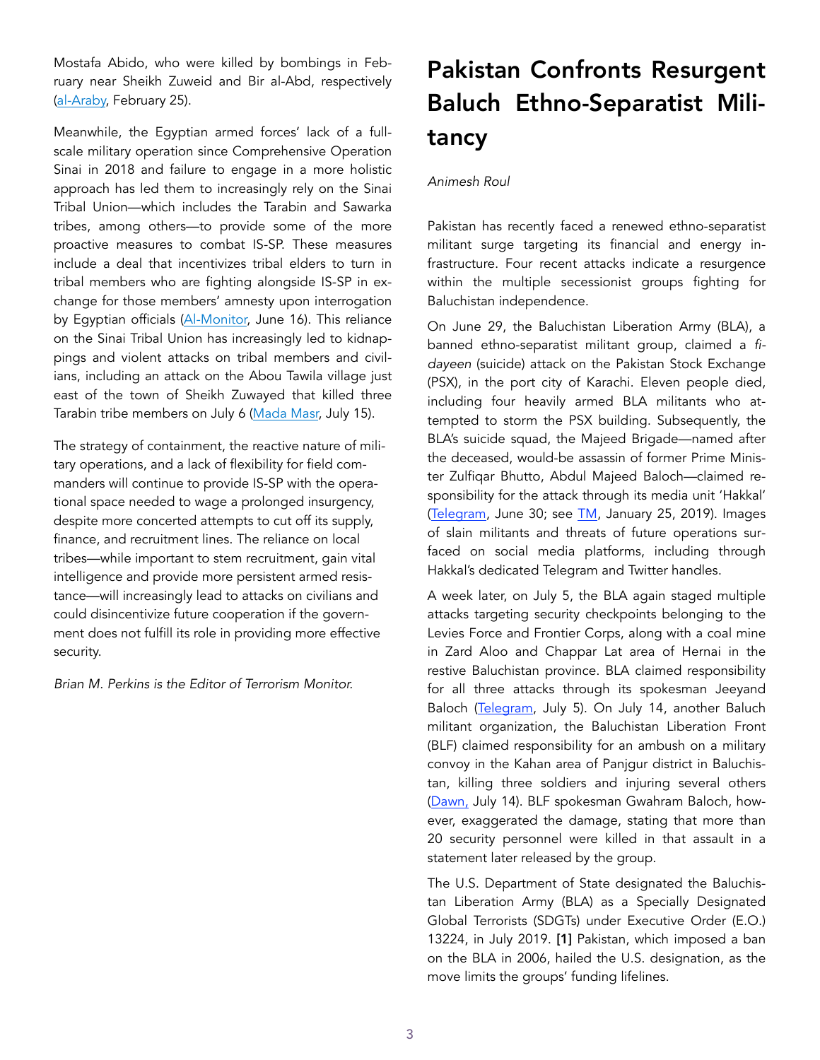Mostafa Abido, who were killed by bombings in February near Sheikh Zuweid and Bir al-Abd, respectively (al-Araby, February 25).

Meanwhile, the Egyptian armed forces' lack of a full-scale military operation since Comprehensive Operation Sinai in 2018 and failure to engage in a more holistic approach has led them to increasingly rely on the Sinai Tribal Union—which includes the Tarabin and Sawarka tribes, among others—to provide some of the more proactive measures to combat IS-SP. These measures include a deal that incentivizes tribal elders to turn in tribal members who are fighting alongside IS-SP in exchange for those members' amnesty upon interrogation by Egyptian officials (Al-Monitor, June 16). This reliance on the Sinai Tribal Union has increasingly led to kidnappings and violent attacks on tribal members and civilians, including an attack on the Abou Tawila village just east of the town of Sheikh Zuwayed that killed three Tarabin tribe members on July 6 (Mada Masr, July 15).

The strategy of containment, the reactive nature of military operations, and a lack of flexibility for field commanders will continue to provide IS-SP with the operational space needed to wage a prolonged insurgency, despite more concerted attempts to cut off its supply, finance, and recruitment lines. The reliance on local tribes—while important to stem recruitment, gain vital intelligence and provide more persistent armed resistance—will increasingly lead to attacks on civilians and could disincentivize future cooperation if the government does not fulfill its role in providing more effective security.

*Brian M. Perkins is the Editor of Terrorism Monitor.*

# Pakistan Confronts Resurgent Baluch Ethno-Separatist Militancy

*Animesh Roul*

Pakistan has recently faced a renewed ethno-separatist militant surge targeting its financial and energy infrastructure. Four recent attacks indicate a resurgence within the multiple secessionist groups fighting for Baluchistan independence.

On June 29, the Baluchistan Liberation Army (BLA), a banned ethno-separatist militant group, claimed a *fidayeen* (suicide) attack on the Pakistan Stock Exchange (PSX), in the port city of Karachi. Eleven people died, including four heavily armed BLA militants who attempted to storm the PSX building. Subsequently, the BLA's suicide squad, the Majeed Brigade—named after the deceased, would-be assassin of former Prime Minister Zulfiqar Bhutto, Abdul Majeed Baloch—claimed responsibility for the attack through its media unit 'Hakkal' (Telegram, June 30; see TM, January 25, 2019). Images of slain militants and threats of future operations surfaced on social media platforms, including through Hakkal's dedicated Telegram and Twitter handles.

A week later, on July 5, the BLA again staged multiple attacks targeting security checkpoints belonging to the Levies Force and Frontier Corps, along with a coal mine in Zard Aloo and Chappar Lat area of Hernai in the restive Baluchistan province. BLA claimed responsibility for all three attacks through its spokesman Jeeyand Baloch (Telegram, July 5). On July 14, another Baluch militant organization, the Baluchistan Liberation Front (BLF) claimed responsibility for an ambush on a military convoy in the Kahan area of Panjgur district in Baluchistan, killing three soldiers and injuring several others (Dawn, July 14). BLF spokesman Gwahram Baloch, however, exaggerated the damage, stating that more than 20 security personnel were killed in that assault in a statement later released by the group.

The U.S. Department of State designated the Baluchistan Liberation Army (BLA) as a Specially Designated Global Terrorists (SDGTs) under Executive Order (E.O.) 13224, in July 2019. **[1]** Pakistan, which imposed a ban on the BLA in 2006, hailed the U.S. designation, as the move limits the groups' funding lifelines.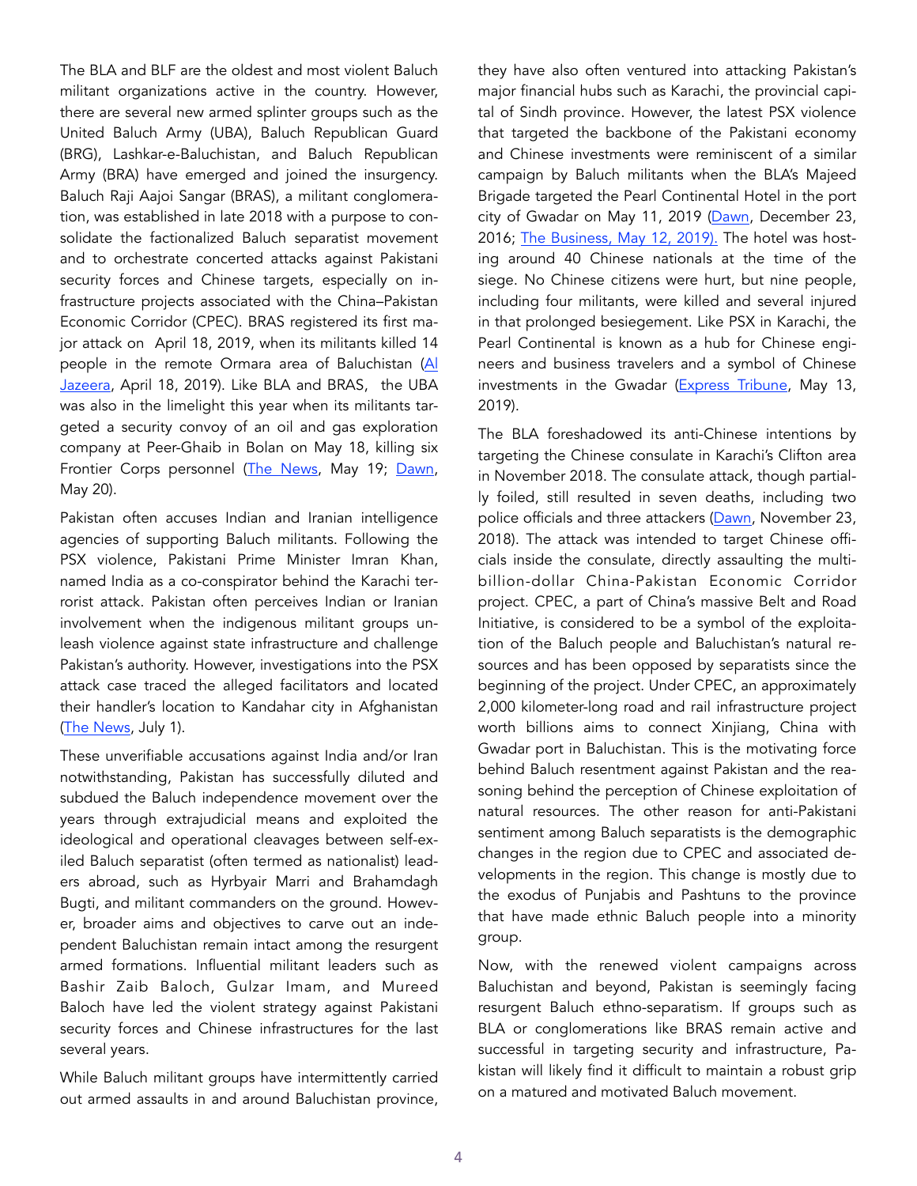The BLA and BLF are the oldest and most violent Baluch militant organizations active in the country. However, there are several new armed splinter groups such as the United Baluch Army (UBA), Baluch Republican Guard (BRG), Lashkar-e-Baluchistan, and Baluch Republican Army (BRA) have emerged and joined the insurgency. Baluch Raji Aajoi Sangar (BRAS), a militant conglomeration, was established in late 2018 with a purpose to consolidate the factionalized Baluch separatist movement and to orchestrate concerted attacks against Pakistani security forces and Chinese targets, especially on infrastructure projects associated with the China–Pakistan Economic Corridor (CPEC). BRAS registered its first major attack on April 18, 2019, when its militants killed 14 people in the remote Ormara area of Baluchistan (Al Jazeera, April 18, 2019). Like BLA and BRAS, the UBA was also in the limelight this year when its militants targeted a security convoy of an oil and gas exploration company at Peer-Ghaib in Bolan on May 18, killing six Frontier Corps personnel (The News, May 19; Dawn, May 20).

Pakistan often accuses Indian and Iranian intelligence agencies of supporting Baluch militants. Following the PSX violence, Pakistani Prime Minister Imran Khan, named India as a co-conspirator behind the Karachi terrorist attack. Pakistan often perceives Indian or Iranian involvement when the indigenous militant groups unleash violence against state infrastructure and challenge Pakistan's authority. However, investigations into the PSX attack case traced the alleged facilitators and located their handler's location to Kandahar city in Afghanistan (The News, July 1).

These unverifiable accusations against India and/or Iran notwithstanding, Pakistan has successfully diluted and subdued the Baluch independence movement over the years through extrajudicial means and exploited the ideological and operational cleavages between self-exiled Baluch separatist (often termed as nationalist) leaders abroad, such as Hyrbyair Marri and Brahamdagh Bugti, and militant commanders on the ground. However, broader aims and objectives to carve out an independent Baluchistan remain intact among the resurgent armed formations. Influential militant leaders such as Bashir Zaib Baloch, Gulzar Imam, and Mureed Baloch have led the violent strategy against Pakistani security forces and Chinese infrastructures for the last several years.

While Baluch militant groups have intermittently carried out armed assaults in and around Baluchistan province, they have also often ventured into attacking Pakistan's major financial hubs such as Karachi, the provincial capital of Sindh province. However, the latest PSX violence that targeted the backbone of the Pakistani economy and Chinese investments were reminiscent of a similar campaign by Baluch militants when the BLA's Majeed Brigade targeted the Pearl Continental Hotel in the port city of Gwadar on May 11, 2019 (Dawn, December 23, 2016; The Business, May 12, 2019). The hotel was hosting around 40 Chinese nationals at the time of the siege. No Chinese citizens were hurt, but nine people, including four militants, were killed and several injured in that prolonged besiegement. Like PSX in Karachi, the Pearl Continental is known as a hub for Chinese engineers and business travelers and a symbol of Chinese investments in the Gwadar (Express Tribune, May 13, 2019).

The BLA foreshadowed its anti-Chinese intentions by targeting the Chinese consulate in Karachi's Clifton area in November 2018. The consulate attack, though partially foiled, still resulted in seven deaths, including two police officials and three attackers (Dawn, November 23, 2018). The attack was intended to target Chinese officials inside the consulate, directly assaulting the multi-billion-dollar China-Pakistan Economic Corridor project. CPEC, a part of China's massive Belt and Road Initiative, is considered to be a symbol of the exploitation of the Baluch people and Baluchistan's natural resources and has been opposed by separatists since the beginning of the project. Under CPEC, an approximately 2,000 kilometer-long road and rail infrastructure project worth billions aims to connect Xinjiang, China with Gwadar port in Baluchistan. This is the motivating force behind Baluch resentment against Pakistan and the reasoning behind the perception of Chinese exploitation of natural resources. The other reason for anti-Pakistani sentiment among Baluch separatists is the demographic changes in the region due to CPEC and associated developments in the region. This change is mostly due to the exodus of Punjabis and Pashtuns to the province that have made ethnic Baluch people into a minority group.

Now, with the renewed violent campaigns across Baluchistan and beyond, Pakistan is seemingly facing resurgent Baluch ethno-separatism. If groups such as BLA or conglomerations like BRAS remain active and successful in targeting security and infrastructure, Pakistan will likely find it difficult to maintain a robust grip on a matured and motivated Baluch movement.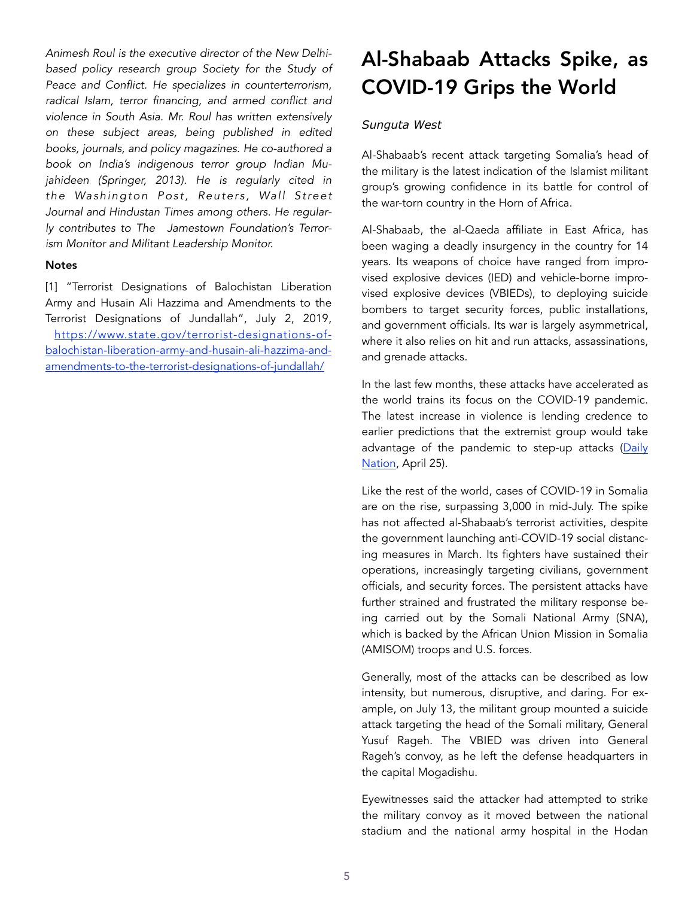*Animesh Roul is the executive director of the New Delhi-based policy research group Society for the Study of Peace and Conflict. He specializes in counterterrorism, radical Islam, terror financing, and armed conflict and violence in South Asia. Mr. Roul has written extensively on these subject areas, being published in edited books, journals, and policy magazines. He co-authored a book on India's indigenous terror group Indian Mujahideen (Springer, 2013). He is regularly cited in the Washington Post, Reuters, Wall Street Journal and Hindustan Times among others. He regularly contributes to The Jamestown Foundation's Terrorism Monitor and Militant Leadership Monitor.*

**Notes**

[1] "Terrorist Designations of Balochistan Liberation Army and Husain Ali Hazzima and Amendments to the Terrorist Designations of Jundallah", July 2, 2019, https://www.state.gov/terrorist-designations-of-balochistan-liberation-army-and-husain-ali-hazzima-and-amendments-to-the-terrorist-designations-of-jundallah/

# Al-Shabaab Attacks Spike, as COVID-19 Grips the World

*Sunguta West*

Al-Shabaab's recent attack targeting Somalia's head of the military is the latest indication of the Islamist militant group's growing confidence in its battle for control of the war-torn country in the Horn of Africa.

Al-Shabaab, the al-Qaeda affiliate in East Africa, has been waging a deadly insurgency in the country for 14 years. Its weapons of choice have ranged from improvised explosive devices (IED) and vehicle-borne improvised explosive devices (VBIEDs), to deploying suicide bombers to target security forces, public installations, and government officials. Its war is largely asymmetrical, where it also relies on hit and run attacks, assassinations, and grenade attacks.

In the last few months, these attacks have accelerated as the world trains its focus on the COVID-19 pandemic. The latest increase in violence is lending credence to earlier predictions that the extremist group would take advantage of the pandemic to step-up attacks (Daily Nation, April 25).

Like the rest of the world, cases of COVID-19 in Somalia are on the rise, surpassing 3,000 in mid-July. The spike has not affected al-Shabaab's terrorist activities, despite the government launching anti-COVID-19 social distancing measures in March. Its fighters have sustained their operations, increasingly targeting civilians, government officials, and security forces. The persistent attacks have further strained and frustrated the military response being carried out by the Somali National Army (SNA), which is backed by the African Union Mission in Somalia (AMISOM) troops and U.S. forces.

Generally, most of the attacks can be described as low intensity, but numerous, disruptive, and daring. For example, on July 13, the militant group mounted a suicide attack targeting the head of the Somali military, General Yusuf Rageh. The VBIED was driven into General Rageh's convoy, as he left the defense headquarters in the capital Mogadishu.

Eyewitnesses said the attacker had attempted to strike the military convoy as it moved between the national stadium and the national army hospital in the Hodan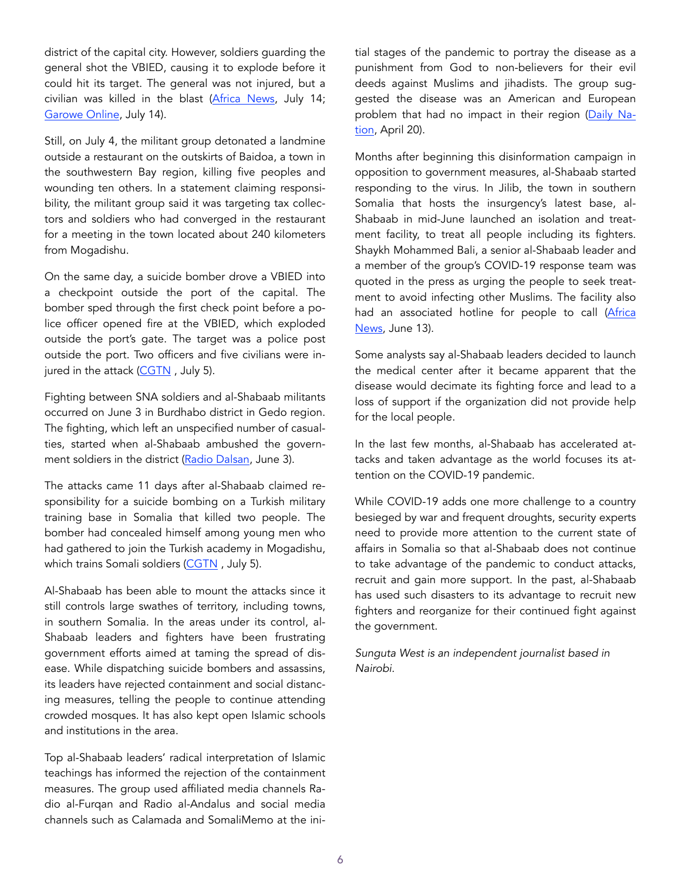district of the capital city. However, soldiers guarding the general shot the VBIED, causing it to explode before it could hit its target. The general was not injured, but a civilian was killed in the blast (Africa News, July 14; Garowe Online, July 14).

Still, on July 4, the militant group detonated a landmine outside a restaurant on the outskirts of Baidoa, a town in the southwestern Bay region, killing five peoples and wounding ten others. In a statement claiming responsibility, the militant group said it was targeting tax collectors and soldiers who had converged in the restaurant for a meeting in the town located about 240 kilometers from Mogadishu.

On the same day, a suicide bomber drove a VBIED into a checkpoint outside the port of the capital. The bomber sped through the first check point before a police officer opened fire at the VBIED, which exploded outside the port's gate. The target was a police post outside the port. Two officers and five civilians were injured in the attack (CGTN , July 5).

Fighting between SNA soldiers and al-Shabaab militants occurred on June 3 in Burdhabo district in Gedo region. The fighting, which left an unspecified number of casualties, started when al-Shabaab ambushed the government soldiers in the district (Radio Dalsan, June 3).

The attacks came 11 days after al-Shabaab claimed responsibility for a suicide bombing on a Turkish military training base in Somalia that killed two people. The bomber had concealed himself among young men who had gathered to join the Turkish academy in Mogadishu, which trains Somali soldiers (CGTN , July 5).

Al-Shabaab has been able to mount the attacks since it still controls large swathes of territory, including towns, in southern Somalia. In the areas under its control, al-Shabaab leaders and fighters have been frustrating government efforts aimed at taming the spread of disease. While dispatching suicide bombers and assassins, its leaders have rejected containment and social distancing measures, telling the people to continue attending crowded mosques. It has also kept open Islamic schools and institutions in the area.

Top al-Shabaab leaders' radical interpretation of Islamic teachings has informed the rejection of the containment measures. The group used affiliated media channels Radio al-Furqan and Radio al-Andalus and social media channels such as Calamada and SomaliMemo at the initial stages of the pandemic to portray the disease as a punishment from God to non-believers for their evil deeds against Muslims and jihadists. The group suggested the disease was an American and European problem that had no impact in their region (Daily Nation, April 20).

Months after beginning this disinformation campaign in opposition to government measures, al-Shabaab started responding to the virus. In Jilib, the town in southern Somalia that hosts the insurgency's latest base, al-Shabaab in mid-June launched an isolation and treatment facility, to treat all people including its fighters. Shaykh Mohammed Bali, a senior al-Shabaab leader and a member of the group's COVID-19 response team was quoted in the press as urging the people to seek treatment to avoid infecting other Muslims. The facility also had an associated hotline for people to call (Africa News, June 13).

Some analysts say al-Shabaab leaders decided to launch the medical center after it became apparent that the disease would decimate its fighting force and lead to a loss of support if the organization did not provide help for the local people.

In the last few months, al-Shabaab has accelerated attacks and taken advantage as the world focuses its attention on the COVID-19 pandemic.

While COVID-19 adds one more challenge to a country besieged by war and frequent droughts, security experts need to provide more attention to the current state of affairs in Somalia so that al-Shabaab does not continue to take advantage of the pandemic to conduct attacks, recruit and gain more support. In the past, al-Shabaab has used such disasters to its advantage to recruit new fighters and reorganize for their continued fight against the government.

*Sunguta West is an independent journalist based in Nairobi.*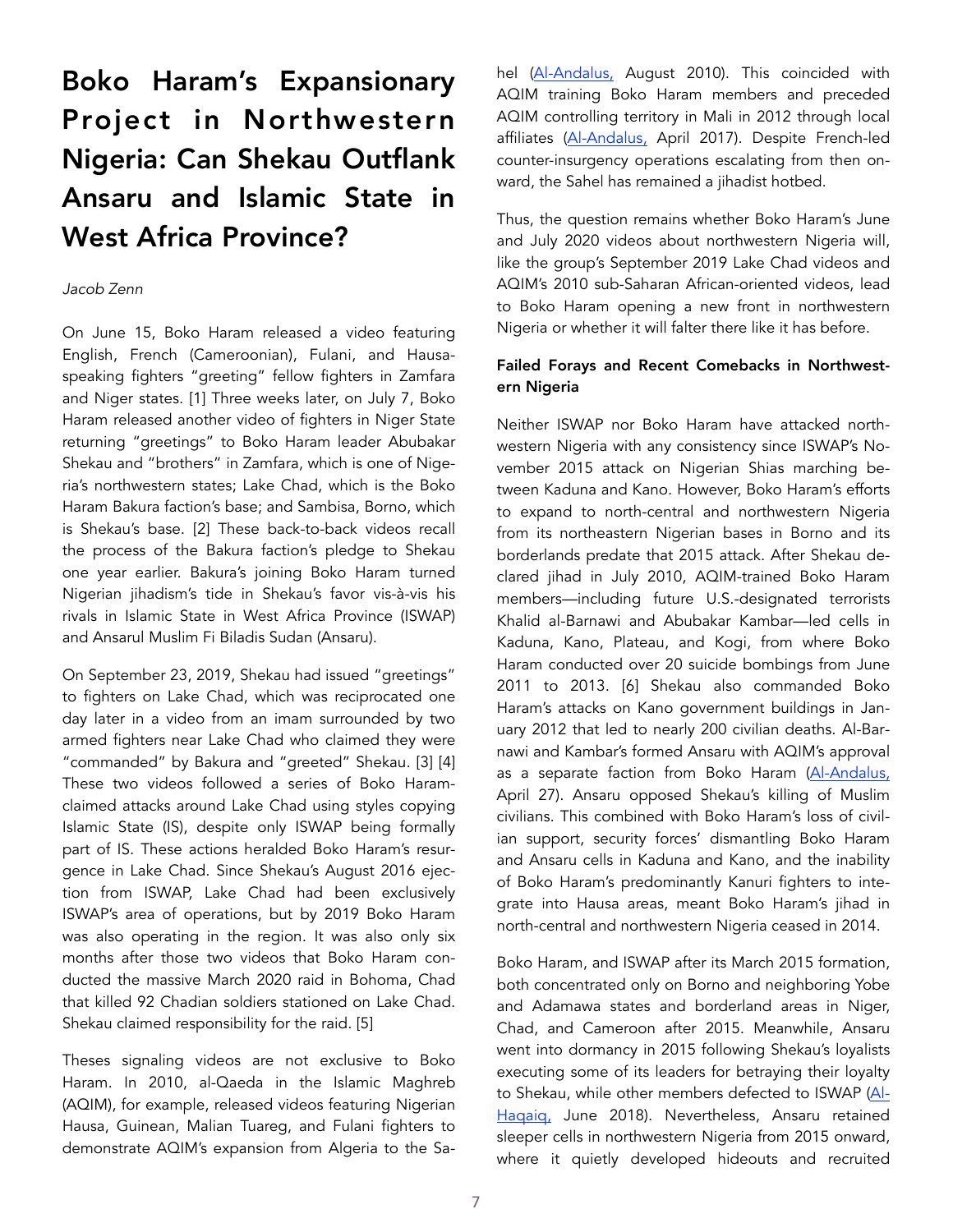# Boko Haram's Expansionary Project in Northwestern Nigeria: Can Shekau Outflank Ansaru and Islamic State in West Africa Province?

*Jacob Zenn*

On June 15, Boko Haram released a video featuring English, French (Cameroonian), Fulani, and Hausa-speaking fighters "greeting" fellow fighters in Zamfara and Niger states. [1] Three weeks later, on July 7, Boko Haram released another video of fighters in Niger State returning "greetings" to Boko Haram leader Abubakar Shekau and "brothers" in Zamfara, which is one of Nigeria's northwestern states; Lake Chad, which is the Boko Haram Bakura faction's base; and Sambisa, Borno, which is Shekau's base. [2] These back-to-back videos recall the process of the Bakura faction's pledge to Shekau one year earlier. Bakura's joining Boko Haram turned Nigerian jihadism's tide in Shekau's favor vis-à-vis his rivals in Islamic State in West Africa Province (ISWAP) and Ansarul Muslim Fi Biladis Sudan (Ansaru).

On September 23, 2019, Shekau had issued "greetings" to fighters on Lake Chad, which was reciprocated one day later in a video from an imam surrounded by two armed fighters near Lake Chad who claimed they were "commanded" by Bakura and "greeted" Shekau. [3] [4] These two videos followed a series of Boko Haram-claimed attacks around Lake Chad using styles copying Islamic State (IS), despite only ISWAP being formally part of IS. These actions heralded Boko Haram's resurgence in Lake Chad. Since Shekau's August 2016 ejection from ISWAP, Lake Chad had been exclusively ISWAP's area of operations, but by 2019 Boko Haram was also operating in the region. It was also only six months after those two videos that Boko Haram conducted the massive March 2020 raid in Bohoma, Chad that killed 92 Chadian soldiers stationed on Lake Chad. Shekau claimed responsibility for the raid. [5]

Theses signaling videos are not exclusive to Boko Haram. In 2010, al-Qaeda in the Islamic Maghreb (AQIM), for example, released videos featuring Nigerian Hausa, Guinean, Malian Tuareg, and Fulani fighters to demonstrate AQIM's expansion from Algeria to the Sahel (Al-Andalus, August 2010). This coincided with AQIM training Boko Haram members and preceded AQIM controlling territory in Mali in 2012 through local affiliates (Al-Andalus, April 2017). Despite French-led counter-insurgency operations escalating from then onward, the Sahel has remained a jihadist hotbed.

Thus, the question remains whether Boko Haram's June and July 2020 videos about northwestern Nigeria will, like the group's September 2019 Lake Chad videos and AQIM's 2010 sub-Saharan African-oriented videos, lead to Boko Haram opening a new front in northwestern Nigeria or whether it will falter there like it has before.

### Failed Forays and Recent Comebacks in Northwestern Nigeria

Neither ISWAP nor Boko Haram have attacked northwestern Nigeria with any consistency since ISWAP's November 2015 attack on Nigerian Shias marching between Kaduna and Kano. However, Boko Haram's efforts to expand to north-central and northwestern Nigeria from its northeastern Nigerian bases in Borno and its borderlands predate that 2015 attack. After Shekau declared jihad in July 2010, AQIM-trained Boko Haram members—including future U.S.-designated terrorists Khalid al-Barnawi and Abubakar Kambar—led cells in Kaduna, Kano, Plateau, and Kogi, from where Boko Haram conducted over 20 suicide bombings from June 2011 to 2013. [6] Shekau also commanded Boko Haram's attacks on Kano government buildings in January 2012 that led to nearly 200 civilian deaths. Al-Barnawi and Kambar's formed Ansaru with AQIM's approval as a separate faction from Boko Haram (Al-Andalus, April 27). Ansaru opposed Shekau's killing of Muslim civilians. This combined with Boko Haram's loss of civilian support, security forces' dismantling Boko Haram and Ansaru cells in Kaduna and Kano, and the inability of Boko Haram's predominantly Kanuri fighters to integrate into Hausa areas, meant Boko Haram's jihad in north-central and northwestern Nigeria ceased in 2014.

Boko Haram, and ISWAP after its March 2015 formation, both concentrated only on Borno and neighboring Yobe and Adamawa states and borderland areas in Niger, Chad, and Cameroon after 2015. Meanwhile, Ansaru went into dormancy in 2015 following Shekau's loyalists executing some of its leaders for betraying their loyalty to Shekau, while other members defected to ISWAP (Al-Haqaiq, June 2018). Nevertheless, Ansaru retained sleeper cells in northwestern Nigeria from 2015 onward, where it quietly developed hideouts and recruited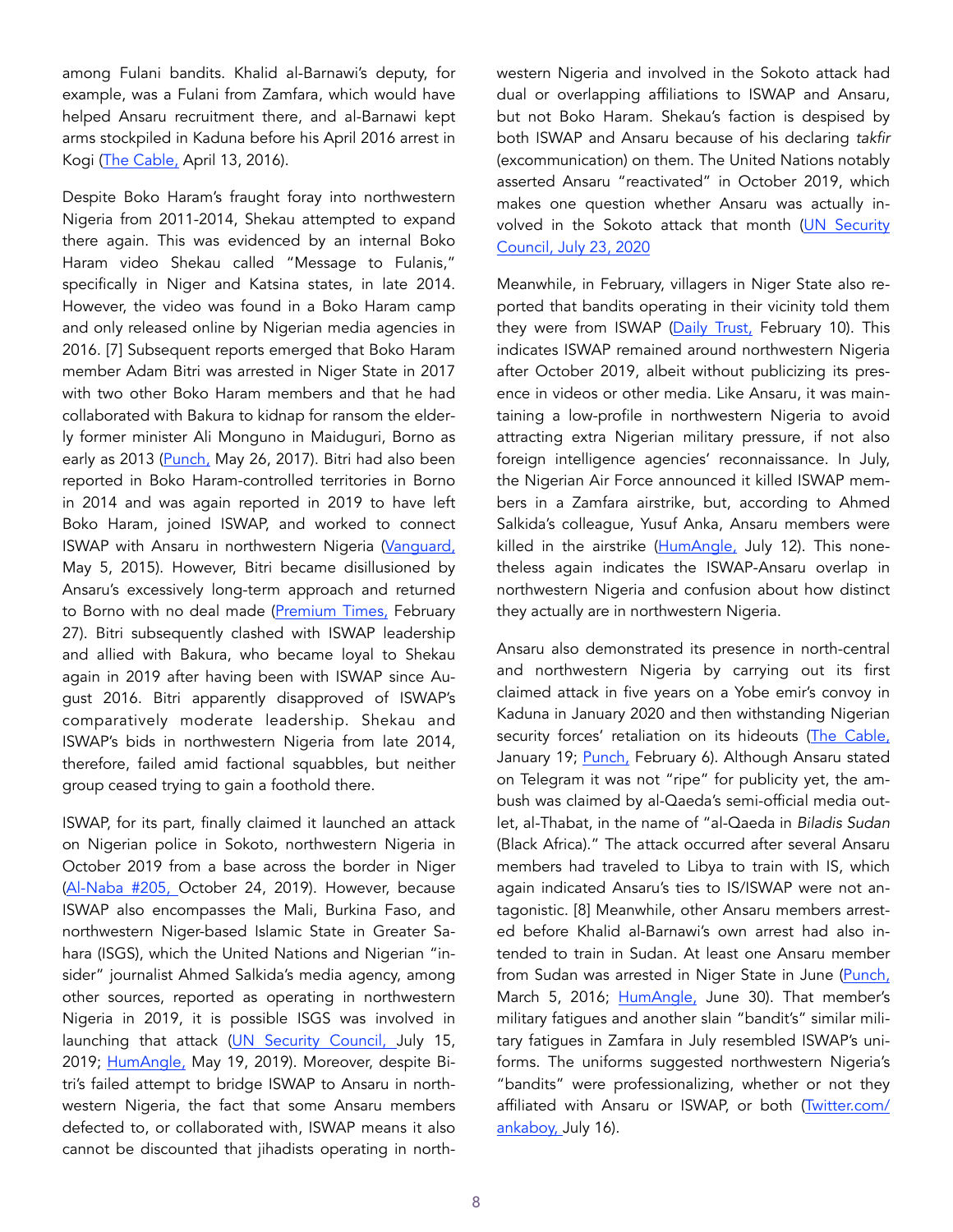among Fulani bandits. Khalid al-Barnawi's deputy, for example, was a Fulani from Zamfara, which would have helped Ansaru recruitment there, and al-Barnawi kept arms stockpiled in Kaduna before his April 2016 arrest in Kogi (The Cable, April 13, 2016).

Despite Boko Haram's fraught foray into northwestern Nigeria from 2011-2014, Shekau attempted to expand there again. This was evidenced by an internal Boko Haram video Shekau called "Message to Fulanis," specifically in Niger and Katsina states, in late 2014. However, the video was found in a Boko Haram camp and only released online by Nigerian media agencies in 2016. [7] Subsequent reports emerged that Boko Haram member Adam Bitri was arrested in Niger State in 2017 with two other Boko Haram members and that he had collaborated with Bakura to kidnap for ransom the elderly former minister Ali Monguno in Maiduguri, Borno as early as 2013 (Punch, May 26, 2017). Bitri had also been reported in Boko Haram-controlled territories in Borno in 2014 and was again reported in 2019 to have left Boko Haram, joined ISWAP, and worked to connect ISWAP with Ansaru in northwestern Nigeria (Vanguard, May 5, 2015). However, Bitri became disillusioned by Ansaru's excessively long-term approach and returned to Borno with no deal made (Premium Times, February 27). Bitri subsequently clashed with ISWAP leadership and allied with Bakura, who became loyal to Shekau again in 2019 after having been with ISWAP since August 2016. Bitri apparently disapproved of ISWAP's comparatively moderate leadership. Shekau and ISWAP's bids in northwestern Nigeria from late 2014, therefore, failed amid factional squabbles, but neither group ceased trying to gain a foothold there.

ISWAP, for its part, finally claimed it launched an attack on Nigerian police in Sokoto, northwestern Nigeria in October 2019 from a base across the border in Niger (Al-Naba #205, October 24, 2019). However, because ISWAP also encompasses the Mali, Burkina Faso, and northwestern Niger-based Islamic State in Greater Sahara (ISGS), which the United Nations and Nigerian "insider" journalist Ahmed Salkida's media agency, among other sources, reported as operating in northwestern Nigeria in 2019, it is possible ISGS was involved in launching that attack (UN Security Council, July 15, 2019; HumAngle, May 19, 2019). Moreover, despite Bitri's failed attempt to bridge ISWAP to Ansaru in northwestern Nigeria, the fact that some Ansaru members defected to, or collaborated with, ISWAP means it also cannot be discounted that jihadists operating in northwestern Nigeria and involved in the Sokoto attack had dual or overlapping affiliations to ISWAP and Ansaru, but not Boko Haram. Shekau's faction is despised by both ISWAP and Ansaru because of his declaring *takfir* (excommunication) on them. The United Nations notably asserted Ansaru "reactivated" in October 2019, which makes one question whether Ansaru was actually involved in the Sokoto attack that month (UN Security Council, July 23, 2020

Meanwhile, in February, villagers in Niger State also reported that bandits operating in their vicinity told them they were from ISWAP (Daily Trust, February 10). This indicates ISWAP remained around northwestern Nigeria after October 2019, albeit without publicizing its presence in videos or other media. Like Ansaru, it was maintaining a low-profile in northwestern Nigeria to avoid attracting extra Nigerian military pressure, if not also foreign intelligence agencies' reconnaissance. In July, the Nigerian Air Force announced it killed ISWAP members in a Zamfara airstrike, but, according to Ahmed Salkida's colleague, Yusuf Anka, Ansaru members were killed in the airstrike (HumAngle, July 12). This nonetheless again indicates the ISWAP-Ansaru overlap in northwestern Nigeria and confusion about how distinct they actually are in northwestern Nigeria.

Ansaru also demonstrated its presence in north-central and northwestern Nigeria by carrying out its first claimed attack in five years on a Yobe emir's convoy in Kaduna in January 2020 and then withstanding Nigerian security forces' retaliation on its hideouts (The Cable, January 19; Punch, February 6). Although Ansaru stated on Telegram it was not "ripe" for publicity yet, the ambush was claimed by al-Qaeda's semi-official media outlet, al-Thabat, in the name of "al-Qaeda in *Biladis Sudan* (Black Africa)." The attack occurred after several Ansaru members had traveled to Libya to train with IS, which again indicated Ansaru's ties to IS/ISWAP were not antagonistic. [8] Meanwhile, other Ansaru members arrested before Khalid al-Barnawi's own arrest had also intended to train in Sudan. At least one Ansaru member from Sudan was arrested in Niger State in June (Punch, March 5, 2016; HumAngle, June 30). That member's military fatigues and another slain "bandit's" similar military fatigues in Zamfara in July resembled ISWAP's uniforms. The uniforms suggested northwestern Nigeria's "bandits" were professionalizing, whether or not they affiliated with Ansaru or ISWAP, or both (Twitter.com/ankaboy, July 16).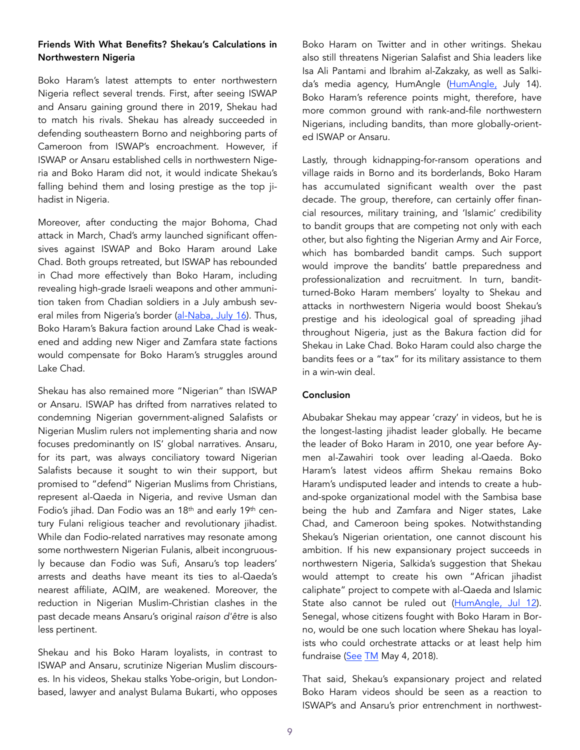### Friends With What Benefits? Shekau's Calculations in Northwestern Nigeria

Boko Haram's latest attempts to enter northwestern Nigeria reflect several trends. First, after seeing ISWAP and Ansaru gaining ground there in 2019, Shekau had to match his rivals. Shekau has already succeeded in defending southeastern Borno and neighboring parts of Cameroon from ISWAP's encroachment. However, if ISWAP or Ansaru established cells in northwestern Nigeria and Boko Haram did not, it would indicate Shekau's falling behind them and losing prestige as the top jihadist in Nigeria.

Moreover, after conducting the major Bohoma, Chad attack in March, Chad's army launched significant offensives against ISWAP and Boko Haram around Lake Chad. Both groups retreated, but ISWAP has rebounded in Chad more effectively than Boko Haram, including revealing high-grade Israeli weapons and other ammunition taken from Chadian soldiers in a July ambush several miles from Nigeria's border (al-Naba, July 16). Thus, Boko Haram's Bakura faction around Lake Chad is weakened and adding new Niger and Zamfara state factions would compensate for Boko Haram's struggles around Lake Chad.

Shekau has also remained more "Nigerian" than ISWAP or Ansaru. ISWAP has drifted from narratives related to condemning Nigerian government-aligned Salafists or Nigerian Muslim rulers not implementing sharia and now focuses predominantly on IS' global narratives. Ansaru, for its part, was always conciliatory toward Nigerian Salafists because it sought to win their support, but promised to "defend" Nigerian Muslims from Christians, represent al-Qaeda in Nigeria, and revive Usman dan Fodio's jihad. Dan Fodio was an 18th and early 19th century Fulani religious teacher and revolutionary jihadist. While dan Fodio-related narratives may resonate among some northwestern Nigerian Fulanis, albeit incongruously because dan Fodio was Sufi, Ansaru's top leaders' arrests and deaths have meant its ties to al-Qaeda's nearest affiliate, AQIM, are weakened. Moreover, the reduction in Nigerian Muslim-Christian clashes in the past decade means Ansaru's original *raison d'être* is also less pertinent.

Shekau and his Boko Haram loyalists, in contrast to ISWAP and Ansaru, scrutinize Nigerian Muslim discourses. In his videos, Shekau stalks Yobe-origin, but London-based, lawyer and analyst Bulama Bukarti, who opposes Boko Haram on Twitter and in other writings. Shekau also still threatens Nigerian Salafist and Shia leaders like Isa Ali Pantami and Ibrahim al-Zakzaky, as well as Salkida's media agency, HumAngle (HumAngle, July 14). Boko Haram's reference points might, therefore, have more common ground with rank-and-file northwestern Nigerians, including bandits, than more globally-oriented ISWAP or Ansaru.

Lastly, through kidnapping-for-ransom operations and village raids in Borno and its borderlands, Boko Haram has accumulated significant wealth over the past decade. The group, therefore, can certainly offer financial resources, military training, and 'Islamic' credibility to bandit groups that are competing not only with each other, but also fighting the Nigerian Army and Air Force, which has bombarded bandit camps. Such support would improve the bandits' battle preparedness and professionalization and recruitment. In turn, bandit-turned-Boko Haram members' loyalty to Shekau and attacks in northwestern Nigeria would boost Shekau's prestige and his ideological goal of spreading jihad throughout Nigeria, just as the Bakura faction did for Shekau in Lake Chad. Boko Haram could also charge the bandits fees or a "tax" for its military assistance to them in a win-win deal.

### Conclusion

Abubakar Shekau may appear 'crazy' in videos, but he is the longest-lasting jihadist leader globally. He became the leader of Boko Haram in 2010, one year before Aymen al-Zawahiri took over leading al-Qaeda. Boko Haram's latest videos affirm Shekau remains Boko Haram's undisputed leader and intends to create a hub-and-spoke organizational model with the Sambisa base being the hub and Zamfara and Niger states, Lake Chad, and Cameroon being spokes. Notwithstanding Shekau's Nigerian orientation, one cannot discount his ambition. If his new expansionary project succeeds in northwestern Nigeria, Salkida's suggestion that Shekau would attempt to create his own "African jihadist caliphate" project to compete with al-Qaeda and Islamic State also cannot be ruled out (HumAngle, Jul 12). Senegal, whose citizens fought with Boko Haram in Borno, would be one such location where Shekau has loyalists who could orchestrate attacks or at least help him fundraise (See TM May 4, 2018).

That said, Shekau's expansionary project and related Boko Haram videos should be seen as a reaction to ISWAP's and Ansaru's prior entrenchment in northwest-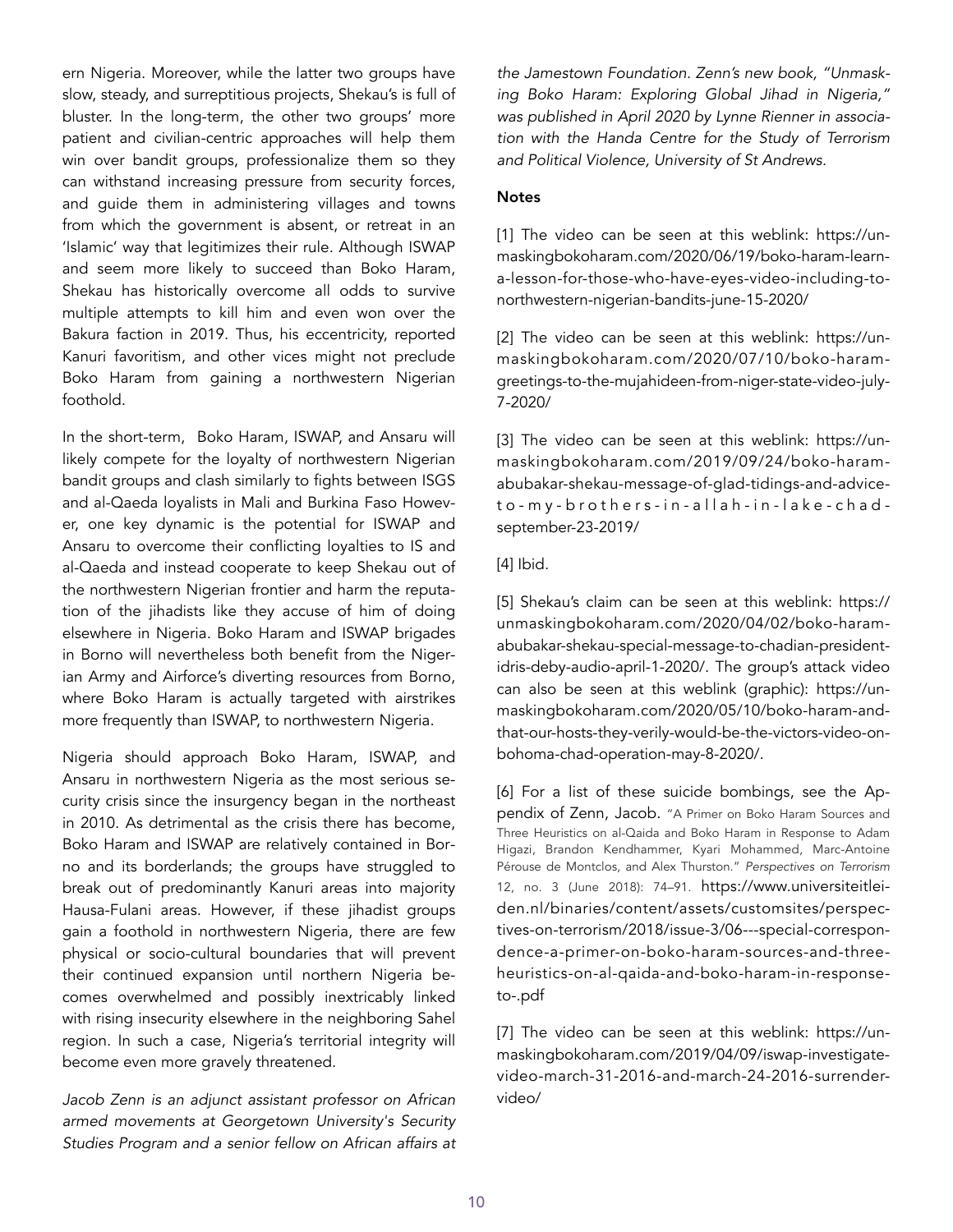ern Nigeria. Moreover, while the latter two groups have slow, steady, and surreptitious projects, Shekau's is full of bluster. In the long-term, the other two groups' more patient and civilian-centric approaches will help them win over bandit groups, professionalize them so they can withstand increasing pressure from security forces, and guide them in administering villages and towns from which the government is absent, or retreat in an 'Islamic' way that legitimizes their rule. Although ISWAP and seem more likely to succeed than Boko Haram, Shekau has historically overcome all odds to survive multiple attempts to kill him and even won over the Bakura faction in 2019. Thus, his eccentricity, reported Kanuri favoritism, and other vices might not preclude Boko Haram from gaining a northwestern Nigerian foothold.

In the short-term, Boko Haram, ISWAP, and Ansaru will likely compete for the loyalty of northwestern Nigerian bandit groups and clash similarly to fights between ISGS and al-Qaeda loyalists in Mali and Burkina Faso However, one key dynamic is the potential for ISWAP and Ansaru to overcome their conflicting loyalties to IS and al-Qaeda and instead cooperate to keep Shekau out of the northwestern Nigerian frontier and harm the reputation of the jihadists like they accuse of him of doing elsewhere in Nigeria. Boko Haram and ISWAP brigades in Borno will nevertheless both benefit from the Nigerian Army and Airforce's diverting resources from Borno, where Boko Haram is actually targeted with airstrikes more frequently than ISWAP, to northwestern Nigeria.

Nigeria should approach Boko Haram, ISWAP, and Ansaru in northwestern Nigeria as the most serious security crisis since the insurgency began in the northeast in 2010. As detrimental as the crisis there has become, Boko Haram and ISWAP are relatively contained in Borno and its borderlands; the groups have struggled to break out of predominantly Kanuri areas into majority Hausa-Fulani areas. However, if these jihadist groups gain a foothold in northwestern Nigeria, there are few physical or socio-cultural boundaries that will prevent their continued expansion until northern Nigeria becomes overwhelmed and possibly inextricably linked with rising insecurity elsewhere in the neighboring Sahel region. In such a case, Nigeria's territorial integrity will become even more gravely threatened.

*Jacob Zenn is an adjunct assistant professor on African armed movements at Georgetown University's Security Studies Program and a senior fellow on African affairs at the Jamestown Foundation. Zenn's new book, "Unmasking Boko Haram: Exploring Global Jihad in Nigeria," was published in April 2020 by Lynne Rienner in association with the Handa Centre for the Study of Terrorism and Political Violence, University of St Andrews.*

**Notes**

[1] The video can be seen at this weblink: https://unmaskingbokoharam.com/2020/06/19/boko-haram-learn-a-lesson-for-those-who-have-eyes-video-including-to-northwestern-nigerian-bandits-june-15-2020/

[2] The video can be seen at this weblink: https://unmaskingbokoharam.com/2020/07/10/boko-haram-greetings-to-the-mujahideen-from-niger-state-video-july-7-2020/

[3] The video can be seen at this weblink: https://unmaskingbokoharam.com/2019/09/24/boko-haram-abubakar-shekau-message-of-glad-tidings-and-advice-to-my-brothers-in-allah-in-lake-chad-september-23-2019/

[4] Ibid.

[5] Shekau's claim can be seen at this weblink: https://unmaskingbokoharam.com/2020/04/02/boko-haram-abubakar-shekau-special-message-to-chadian-president-idris-deby-audio-april-1-2020/. The group's attack video can also be seen at this weblink (graphic): https://unmaskingbokoharam.com/2020/05/10/boko-haram-and-that-our-hosts-they-verily-would-be-the-victors-video-on-bohoma-chad-operation-may-8-2020/.

[6] For a list of these suicide bombings, see the Appendix of Zenn, Jacob. "A Primer on Boko Haram Sources and Three Heuristics on al-Qaida and Boko Haram in Response to Adam Higazi, Brandon Kendhammer, Kyari Mohammed, Marc-Antoine Pérouse de Montclos, and Alex Thurston." *Perspectives on Terrorism* 12, no. 3 (June 2018): 74–91. https://www.universiteitleiden.nl/binaries/content/assets/customsites/perspectives-on-terrorism/2018/issue-3/06---special-correspondence-a-primer-on-boko-haram-sources-and-three-heuristics-on-al-qaida-and-boko-haram-in-response-to-.pdf

[7] The video can be seen at this weblink: https://unmaskingbokoharam.com/2019/04/09/iswap-investigate-video-march-31-2016-and-march-24-2016-surrender-video/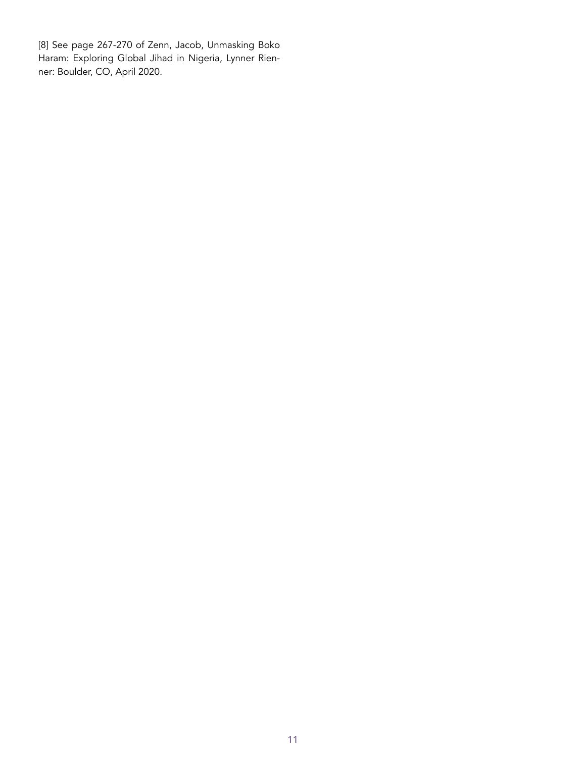[8] See page 267-270 of Zenn, Jacob, Unmasking Boko Haram: Exploring Global Jihad in Nigeria, Lynner Rienner: Boulder, CO, April 2020.